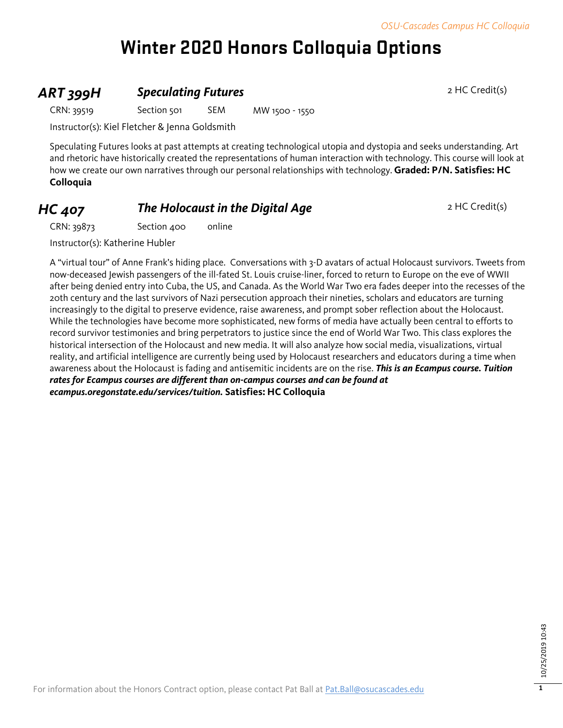# Winter 2020 Honors Colloquia Options

## *ART 399H* *Speculating Futures*

2 HC Credit(s)

CRN: 39519 Section 501 SEM MW 1500 - 1550

Instructor(s): Kiel Fletcher & Jenna Goldsmith

Speculating Futures looks at past attempts at creating technological utopia and dystopia and seeks understanding. Art and rhetoric have historically created the representations of human interaction with technology. This course will look at how we create our own narratives through our personal relationships with technology. **Graded: P/N. Satisfies: HC Colloquia**

## *HC 407* *The Holocaust in the Digital Age*

2 HC Credit(s)

CRN: 39873 Section 400 online

Instructor(s): Katherine Hubler

A "virtual tour" of Anne Frank's hiding place. Conversations with 3-D avatars of actual Holocaust survivors. Tweets from now-deceased Jewish passengers of the ill-fated St. Louis cruise-liner, forced to return to Europe on the eve of WWII after being denied entry into Cuba, the US, and Canada. As the World War Two era fades deeper into the recesses of the 20th century and the last survivors of Nazi persecution approach their nineties, scholars and educators are turning increasingly to the digital to preserve evidence, raise awareness, and prompt sober reflection about the Holocaust. While the technologies have become more sophisticated, new forms of media have actually been central to efforts to record survivor testimonies and bring perpetrators to justice since the end of World War Two. This class explores the historical intersection of the Holocaust and new media. It will also analyze how social media, visualizations, virtual reality, and artificial intelligence are currently being used by Holocaust researchers and educators during a time when awareness about the Holocaust is fading and antisemitic incidents are on the rise. ***This is an Ecampus course. Tuition rates for Ecampus courses are different than on-campus courses and can be found at ecampus.oregonstate.edu/services/tuition.*** **Satisfies: HC Colloquia**

For information about the Honors Contract option, please contact Pat Ball at Pat.Ball@osucascades.edu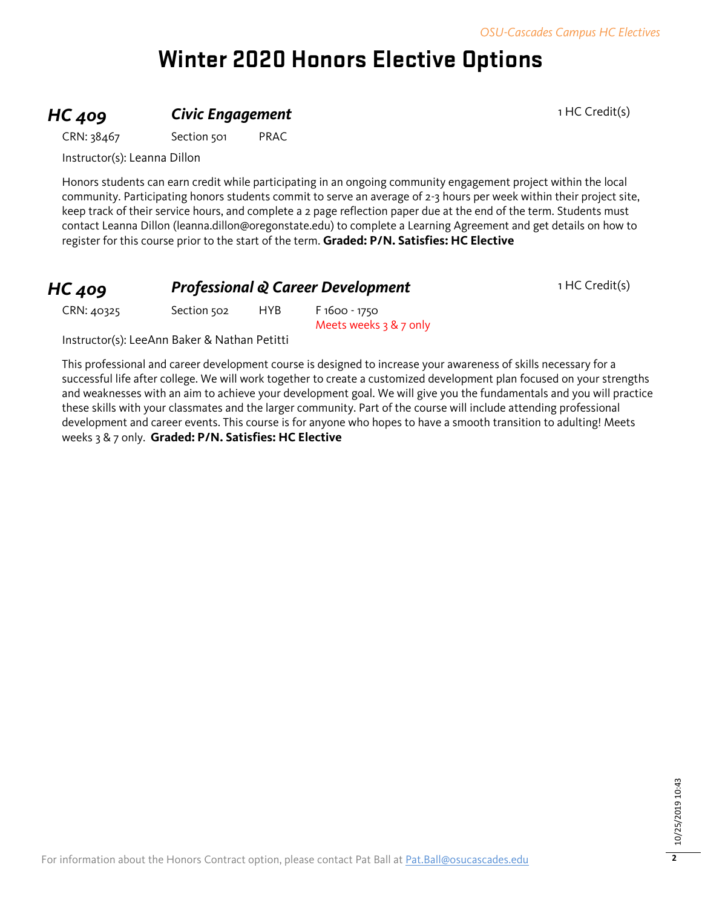# Winter 2020 Honors Elective Options

## *HC 409* — *Civic Engagement*

1 HC Credit(s)

CRN: 38467 Section 501 PRAC

Instructor(s): Leanna Dillon

Honors students can earn credit while participating in an ongoing community engagement project within the local community. Participating honors students commit to serve an average of 2-3 hours per week within their project site, keep track of their service hours, and complete a 2 page reflection paper due at the end of the term. Students must contact Leanna Dillon (leanna.dillon@oregonstate.edu) to complete a Learning Agreement and get details on how to register for this course prior to the start of the term. **Graded: P/N. Satisfies: HC Elective**

## *HC 409* — *Professional & Career Development*

1 HC Credit(s)

CRN: 40325 Section 502 HYB F 1600 - 1750
Meets weeks 3 & 7 only

Instructor(s): LeeAnn Baker & Nathan Petitti

This professional and career development course is designed to increase your awareness of skills necessary for a successful life after college. We will work together to create a customized development plan focused on your strengths and weaknesses with an aim to achieve your development goal. We will give you the fundamentals and you will practice these skills with your classmates and the larger community. Part of the course will include attending professional development and career events. This course is for anyone who hopes to have a smooth transition to adulting! Meets weeks 3 & 7 only. **Graded: P/N. Satisfies: HC Elective**

For information about the Honors Contract option, please contact Pat Ball at Pat.Ball@osucascades.edu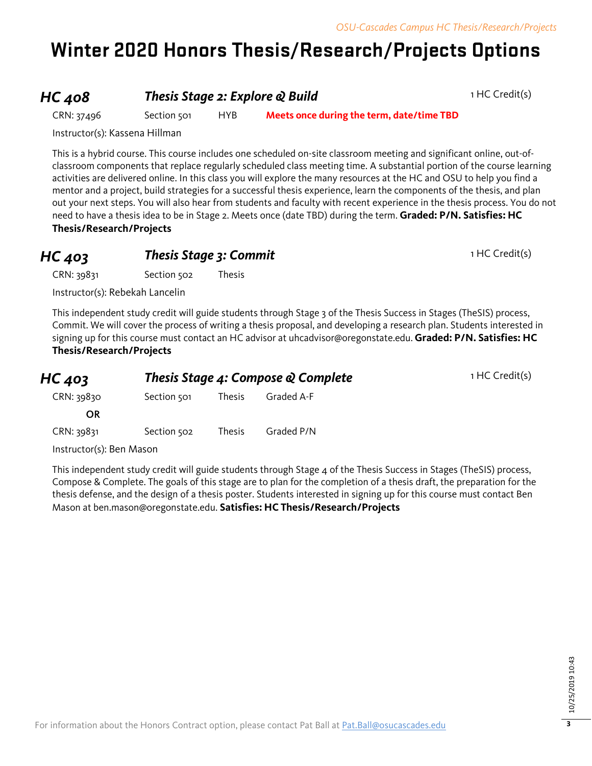# Winter 2020 Honors Thesis/Research/Projects Options

## *HC 408* *Thesis Stage 2: Explore & Build*

1 HC Credit(s)

CRN: 37496 Section 501 HYB **Meets once during the term, date/time TBD**

Instructor(s): Kassena Hillman

This is a hybrid course. This course includes one scheduled on-site classroom meeting and significant online, out-of-classroom components that replace regularly scheduled class meeting time. A substantial portion of the course learning activities are delivered online. In this class you will explore the many resources at the HC and OSU to help you find a mentor and a project, build strategies for a successful thesis experience, learn the components of the thesis, and plan out your next steps. You will also hear from students and faculty with recent experience in the thesis process. You do not need to have a thesis idea to be in Stage 2. Meets once (date TBD) during the term. **Graded: P/N. Satisfies: HC Thesis/Research/Projects**

## *HC 403* *Thesis Stage 3: Commit*

1 HC Credit(s)

CRN: 39831 Section 502 Thesis

Instructor(s): Rebekah Lancelin

This independent study credit will guide students through Stage 3 of the Thesis Success in Stages (TheSIS) process, Commit. We will cover the process of writing a thesis proposal, and developing a research plan. Students interested in signing up for this course must contact an HC advisor at uhcadvisor@oregonstate.edu. **Graded: P/N. Satisfies: HC Thesis/Research/Projects**

## *HC 403* *Thesis Stage 4: Compose & Complete*

1 HC Credit(s)

CRN: 39830 Section 501 Thesis Graded A-F

**OR**

CRN: 39831 Section 502 Thesis Graded P/N

Instructor(s): Ben Mason

This independent study credit will guide students through Stage 4 of the Thesis Success in Stages (TheSIS) process, Compose & Complete. The goals of this stage are to plan for the completion of a thesis draft, the preparation for the thesis defense, and the design of a thesis poster. Students interested in signing up for this course must contact Ben Mason at ben.mason@oregonstate.edu. **Satisfies: HC Thesis/Research/Projects**